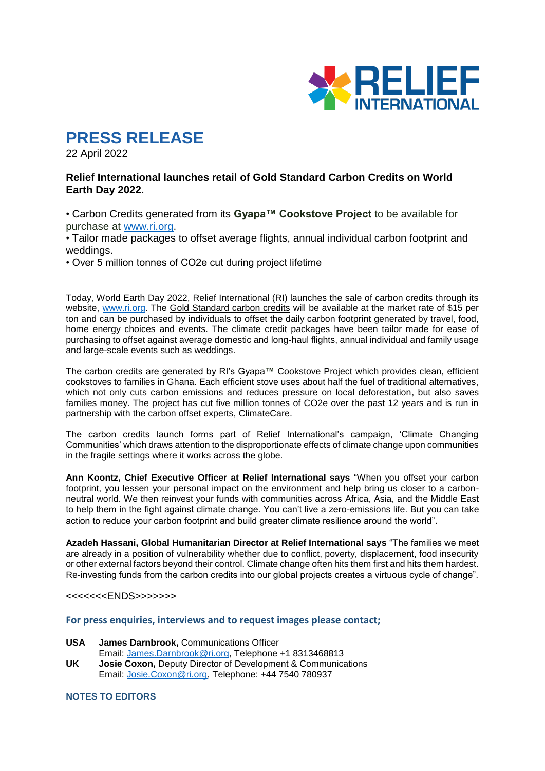RELIEF INTERNATIONAL

# PRESS RELEASE

22 April 2022

**Relief International launches retail of Gold Standard Carbon Credits on World Earth Day 2022.**

- Carbon Credits generated from its **Gyapa™ Cookstove Project** to be available for purchase at www.ri.org.
- Tailor made packages to offset average flights, annual individual carbon footprint and weddings.
- Over 5 million tonnes of CO2e cut during project lifetime

Today, World Earth Day 2022, Relief International (RI) launches the sale of carbon credits through its website, www.ri.org. The Gold Standard carbon credits will be available at the market rate of $15 per ton and can be purchased by individuals to offset the daily carbon footprint generated by travel, food, home energy choices and events. The climate credit packages have been tailor made for ease of purchasing to offset against average domestic and long-haul flights, annual individual and family usage and large-scale events such as weddings.

The carbon credits are generated by RI's Gyapa™ Cookstove Project which provides clean, efficient cookstoves to families in Ghana. Each efficient stove uses about half the fuel of traditional alternatives, which not only cuts carbon emissions and reduces pressure on local deforestation, but also saves families money. The project has cut five million tonnes of CO2e over the past 12 years and is run in partnership with the carbon offset experts, ClimateCare.

The carbon credits launch forms part of Relief International's campaign, 'Climate Changing Communities' which draws attention to the disproportionate effects of climate change upon communities in the fragile settings where it works across the globe.

**Ann Koontz, Chief Executive Officer at Relief International says** "When you offset your carbon footprint, you lessen your personal impact on the environment and help bring us closer to a carbon-neutral world. We then reinvest your funds with communities across Africa, Asia, and the Middle East to help them in the fight against climate change. You can't live a zero-emissions life. But you can take action to reduce your carbon footprint and build greater climate resilience around the world".

**Azadeh Hassani, Global Humanitarian Director at Relief International says** "The families we meet are already in a position of vulnerability whether due to conflict, poverty, displacement, food insecurity or other external factors beyond their control. Climate change often hits them first and hits them hardest. Re-investing funds from the carbon credits into our global projects creates a virtuous cycle of change".

<<<<<<<ENDS>>>>>>>

### For press enquiries, interviews and to request images please contact;

**USA** **James Darnbrook,** Communications Officer
Email: James.Darnbrook@ri.org, Telephone +1 8313468813

**UK** **Josie Coxon,** Deputy Director of Development & Communications
Email: Josie.Coxon@ri.org, Telephone: +44 7540 780937

### NOTES TO EDITORS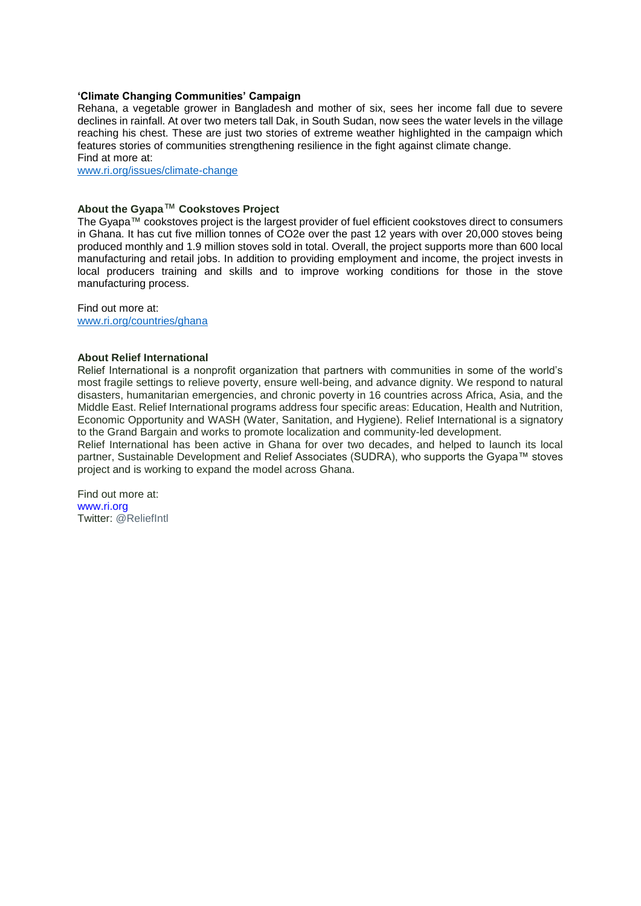**'Climate Changing Communities' Campaign**

Rehana, a vegetable grower in Bangladesh and mother of six, sees her income fall due to severe declines in rainfall. At over two meters tall Dak, in South Sudan, now sees the water levels in the village reaching his chest. These are just two stories of extreme weather highlighted in the campaign which features stories of communities strengthening resilience in the fight against climate change.
Find at more at:
www.ri.org/issues/climate-change

**About the Gyapa™ Cookstoves Project**

The Gyapa™ cookstoves project is the largest provider of fuel efficient cookstoves direct to consumers in Ghana. It has cut five million tonnes of $CO_2e$ over the past 12 years with over 20,000 stoves being produced monthly and 1.9 million stoves sold in total. Overall, the project supports more than 600 local manufacturing and retail jobs. In addition to providing employment and income, the project invests in local producers training and skills and to improve working conditions for those in the stove manufacturing process.

Find out more at:
www.ri.org/countries/ghana

**About Relief International**

Relief International is a nonprofit organization that partners with communities in some of the world's most fragile settings to relieve poverty, ensure well-being, and advance dignity. We respond to natural disasters, humanitarian emergencies, and chronic poverty in 16 countries across Africa, Asia, and the Middle East. Relief International programs address four specific areas: Education, Health and Nutrition, Economic Opportunity and WASH (Water, Sanitation, and Hygiene). Relief International is a signatory to the Grand Bargain and works to promote localization and community-led development.
Relief International has been active in Ghana for over two decades, and helped to launch its local partner, Sustainable Development and Relief Associates (SUDRA), who supports the Gyapa™ stoves project and is working to expand the model across Ghana.

Find out more at:
www.ri.org
Twitter: @ReliefIntl